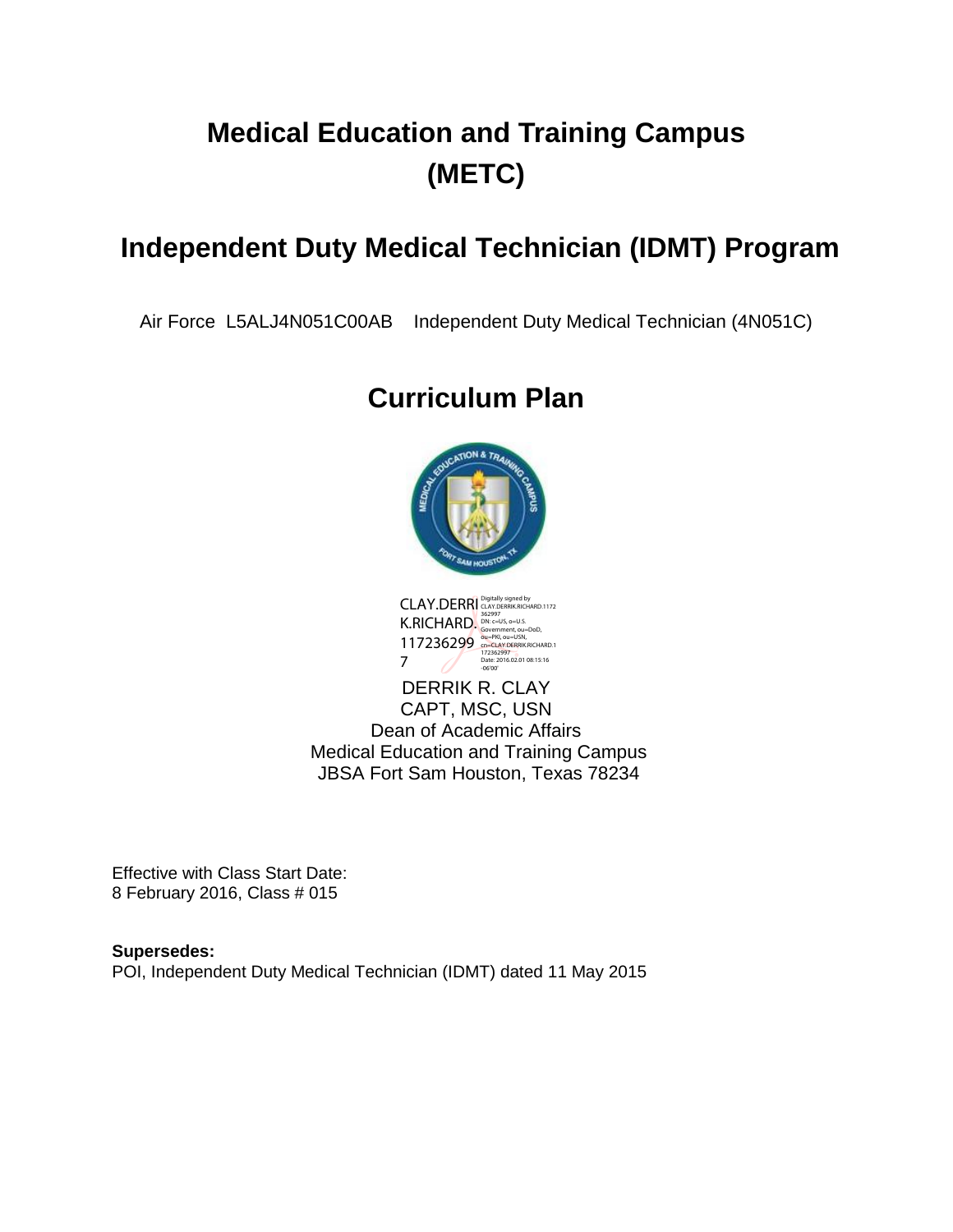# Medical Education and Training Campus (METC)

## Independent Duty Medical Technician (IDMT) Program

Air Force L5ALJ4N051C00AB Independent Duty Medical Technician (4N051C)

## Curriculum Plan

CLAY.DERRIK.RICHARD.1172362997

Digitally signed by CLAY.DERRIK.RICHARD.1172362997
DN: c=US, o=U.S. Government, ou=DoD, ou=PKI, ou=USN, cn=CLAY.DERRIK.RICHARD.1172362997
Date: 2016.02.01 08:15:16 -06'00'

DERRIK R. CLAY
CAPT, MSC, USN
Dean of Academic Affairs
Medical Education and Training Campus
JBSA Fort Sam Houston, Texas 78234

Effective with Class Start Date:
8 February 2016, Class # 015

**Supersedes:**
POI, Independent Duty Medical Technician (IDMT) dated 11 May 2015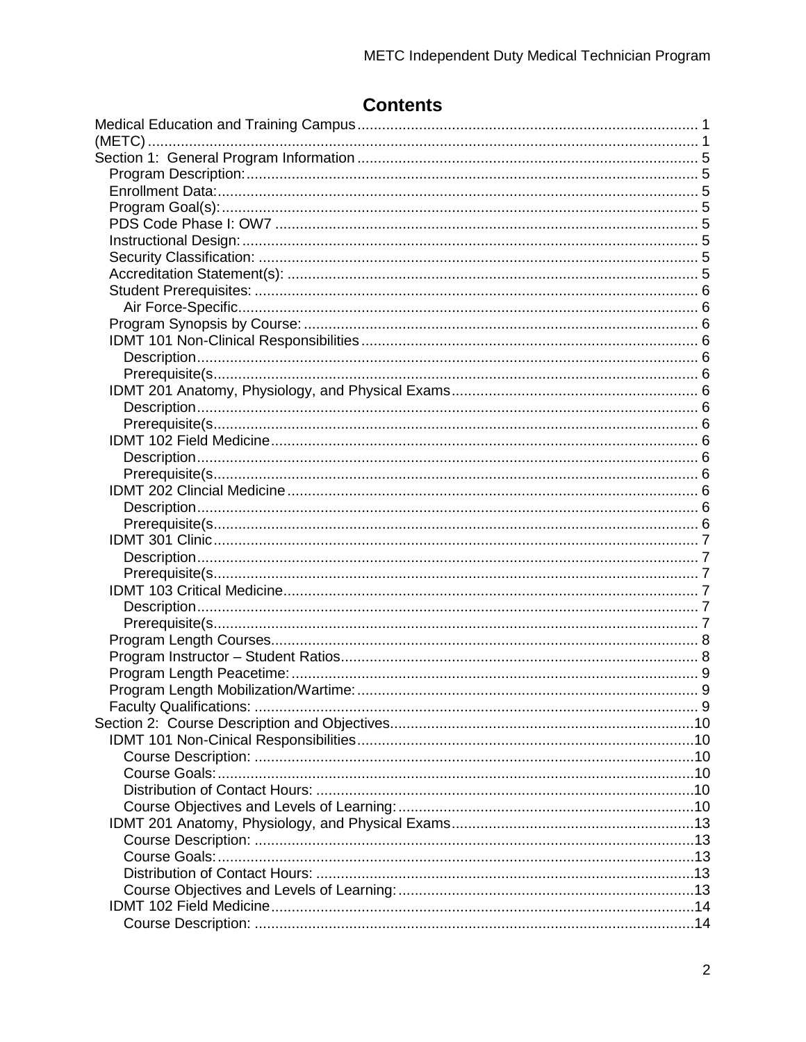# Contents

Medical Education and Training Campus .................................................................................. 1
(METC) ..................................................................................................................................... 1
Section 1: General Program Information .................................................................................. 5
- Program Description: ............................................................................................................ 5
- Enrollment Data: .................................................................................................................... 5
- Program Goal(s): ................................................................................................................... 5
- PDS Code Phase I: OW7 ...................................................................................................... 5
- Instructional Design: .............................................................................................................. 5
- Security Classification: .......................................................................................................... 5
- Accreditation Statement(s): ................................................................................................... 5
- Student Prerequisites: ........................................................................................................... 6
  - Air Force-Specific ............................................................................................................... 6
- Program Synopsis by Course: ............................................................................................... 6
- IDMT 101 Non-Clinical Responsibilities ................................................................................ 6
  - Description ......................................................................................................................... 6
  - Prerequisite(s .................................................................................................................... 6
- IDMT 201 Anatomy, Physiology, and Physical Exams ........................................................... 6
  - Description ......................................................................................................................... 6
  - Prerequisite(s .................................................................................................................... 6
- IDMT 102 Field Medicine ....................................................................................................... 6
  - Description ......................................................................................................................... 6
  - Prerequisite(s .................................................................................................................... 6
- IDMT 202 Clincial Medicine ................................................................................................... 6
  - Description ......................................................................................................................... 6
  - Prerequisite(s .................................................................................................................... 6
- IDMT 301 Clinic ..................................................................................................................... 7
  - Description ......................................................................................................................... 7
  - Prerequisite(s .................................................................................................................... 7
- IDMT 103 Critical Medicine .................................................................................................... 7
  - Description ......................................................................................................................... 7
  - Prerequisite(s .................................................................................................................... 7
- Program Length Courses ....................................................................................................... 8
- Program Instructor – Student Ratios ...................................................................................... 8
- Program Length Peacetime: .................................................................................................. 9
- Program Length Mobilization/Wartime: .................................................................................. 9
- Faculty Qualifications: ........................................................................................................... 9

Section 2: Course Description and Objectives .......................................................................... 10
- IDMT 101 Non-Cinical Responsibilities ................................................................................. 10
  - Course Description: .......................................................................................................... 10
  - Course Goals: ................................................................................................................... 10
  - Distribution of Contact Hours: ........................................................................................... 10
  - Course Objectives and Levels of Learning: ....................................................................... 10
- IDMT 201 Anatomy, Physiology, and Physical Exams ........................................................... 13
  - Course Description: .......................................................................................................... 13
  - Course Goals: ................................................................................................................... 13
  - Distribution of Contact Hours: ........................................................................................... 13
  - Course Objectives and Levels of Learning: ....................................................................... 13
- IDMT 102 Field Medicine ....................................................................................................... 14
  - Course Description: .......................................................................................................... 14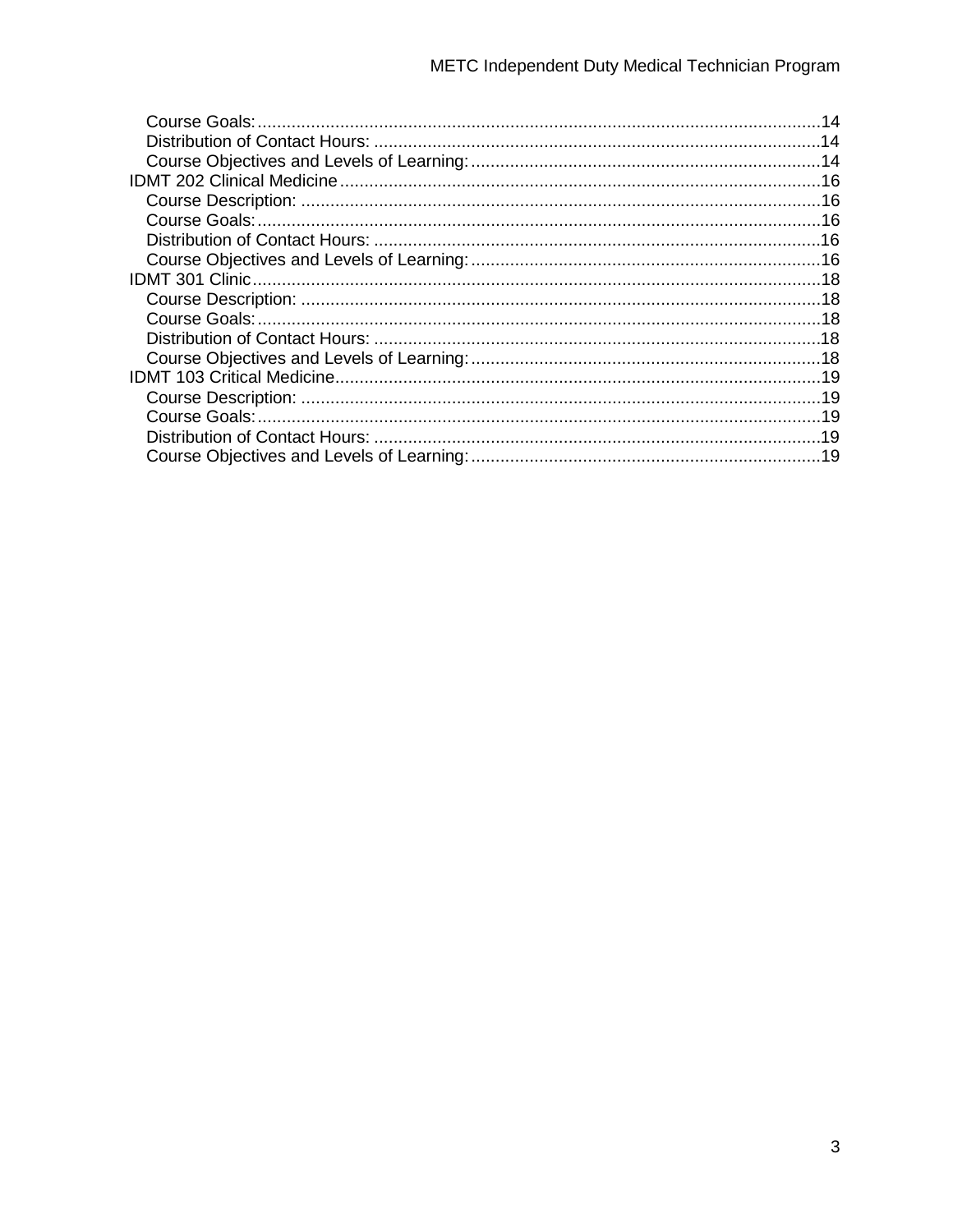Course Goals: ....................................................................................................................14
Distribution of Contact Hours: ............................................................................................14
Course Objectives and Levels of Learning: ........................................................................14
IDMT 202 Clinical Medicine ...................................................................................................16
Course Description: ...........................................................................................................16
Course Goals: ....................................................................................................................16
Distribution of Contact Hours: ............................................................................................16
Course Objectives and Levels of Learning: ........................................................................16
IDMT 301 Clinic .....................................................................................................................18
Course Description: ...........................................................................................................18
Course Goals: ....................................................................................................................18
Distribution of Contact Hours: ............................................................................................18
Course Objectives and Levels of Learning: ........................................................................18
IDMT 103 Critical Medicine ....................................................................................................19
Course Description: ...........................................................................................................19
Course Goals: ....................................................................................................................19
Distribution of Contact Hours: ............................................................................................19
Course Objectives and Levels of Learning: ........................................................................19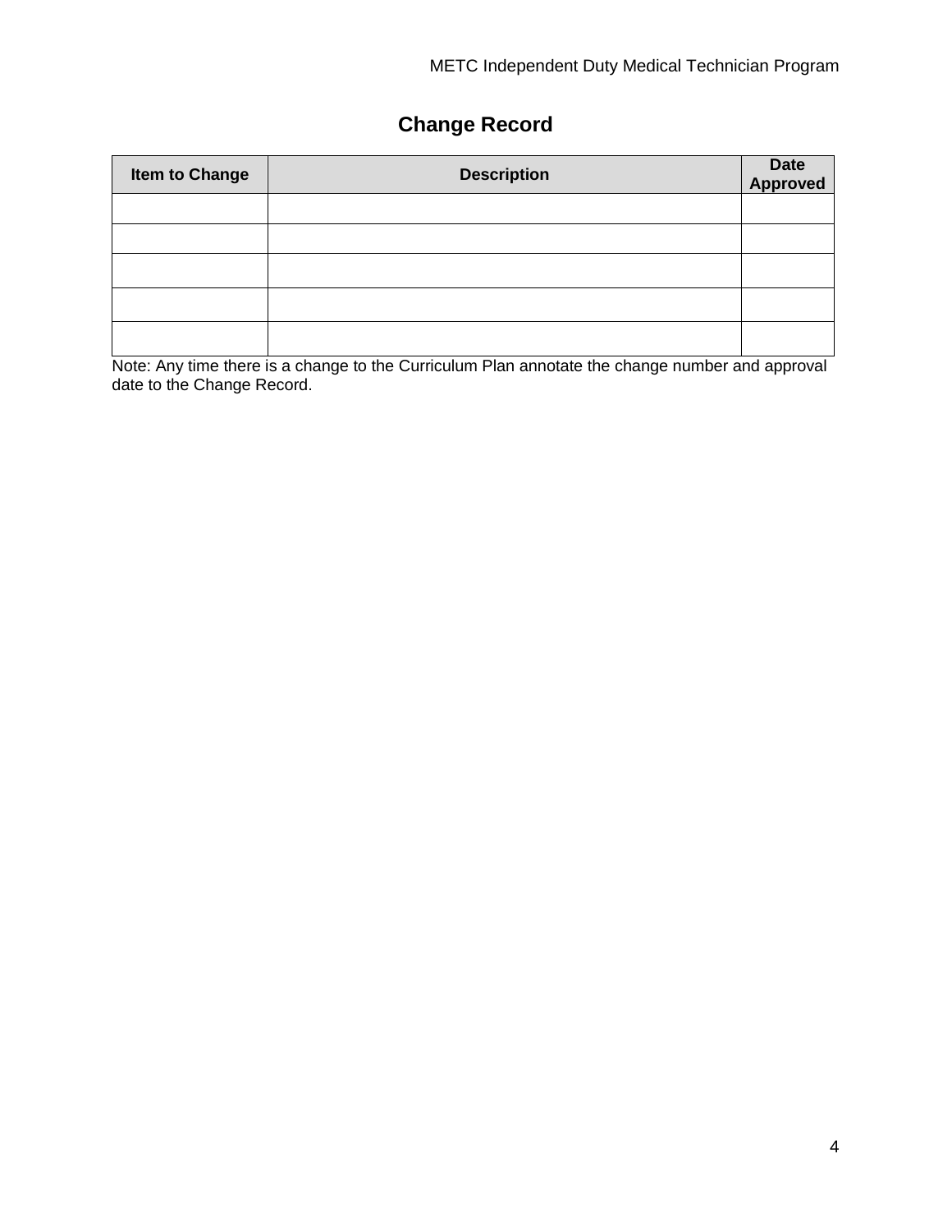# Change Record

| Item to Change | Description | Date Approved |
|---|---|---|
| | | |
| | | |
| | | |
| | | |
| | | |

Note: Any time there is a change to the Curriculum Plan annotate the change number and approval date to the Change Record.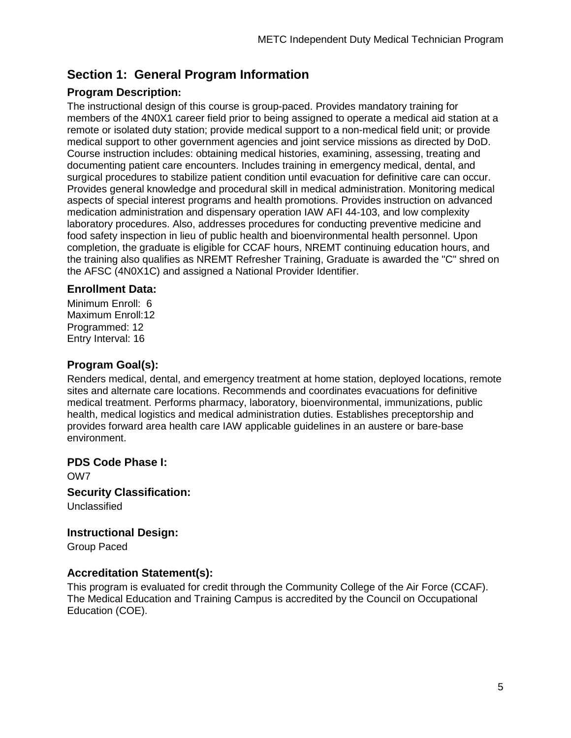## Section 1: General Program Information

### Program Description:

The instructional design of this course is group-paced. Provides mandatory training for members of the 4N0X1 career field prior to being assigned to operate a medical aid station at a remote or isolated duty station; provide medical support to a non-medical field unit; or provide medical support to other government agencies and joint service missions as directed by DoD. Course instruction includes: obtaining medical histories, examining, assessing, treating and documenting patient care encounters. Includes training in emergency medical, dental, and surgical procedures to stabilize patient condition until evacuation for definitive care can occur. Provides general knowledge and procedural skill in medical administration. Monitoring medical aspects of special interest programs and health promotions. Provides instruction on advanced medication administration and dispensary operation IAW AFI 44-103, and low complexity laboratory procedures. Also, addresses procedures for conducting preventive medicine and food safety inspection in lieu of public health and bioenvironmental health personnel. Upon completion, the graduate is eligible for CCAF hours, NREMT continuing education hours, and the training also qualifies as NREMT Refresher Training, Graduate is awarded the "C" shred on the AFSC (4N0X1C) and assigned a National Provider Identifier.

### Enrollment Data:

Minimum Enroll: 6
Maximum Enroll:12
Programmed: 12
Entry Interval: 16

### Program Goal(s):

Renders medical, dental, and emergency treatment at home station, deployed locations, remote sites and alternate care locations. Recommends and coordinates evacuations for definitive medical treatment. Performs pharmacy, laboratory, bioenvironmental, immunizations, public health, medical logistics and medical administration duties. Establishes preceptorship and provides forward area health care IAW applicable guidelines in an austere or bare-base environment.

### PDS Code Phase I:

OW7

### Security Classification:

Unclassified

### Instructional Design:

Group Paced

### Accreditation Statement(s):

This program is evaluated for credit through the Community College of the Air Force (CCAF). The Medical Education and Training Campus is accredited by the Council on Occupational Education (COE).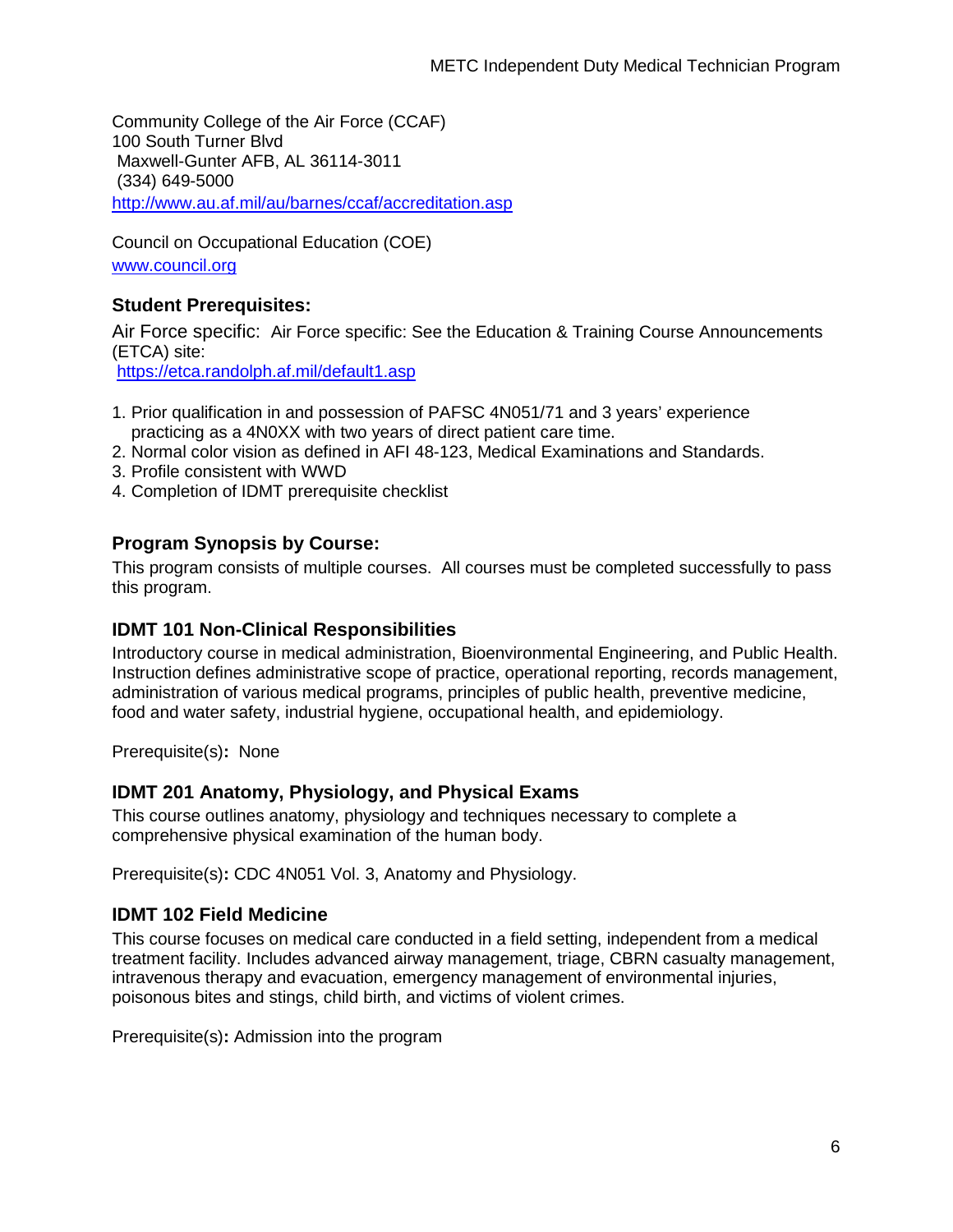Community College of the Air Force (CCAF)
100 South Turner Blvd
Maxwell-Gunter AFB, AL 36114-3011
(334) 649-5000
http://www.au.af.mil/au/barnes/ccaf/accreditation.asp

Council on Occupational Education (COE)
www.council.org

### Student Prerequisites:

Air Force specific: Air Force specific: See the Education & Training Course Announcements (ETCA) site:
https://etca.randolph.af.mil/default1.asp

1. Prior qualification in and possession of PAFSC 4N051/71 and 3 years' experience practicing as a 4N0XX with two years of direct patient care time.
2. Normal color vision as defined in AFI 48-123, Medical Examinations and Standards.
3. Profile consistent with WWD
4. Completion of IDMT prerequisite checklist

### Program Synopsis by Course:

This program consists of multiple courses. All courses must be completed successfully to pass this program.

### IDMT 101 Non-Clinical Responsibilities

Introductory course in medical administration, Bioenvironmental Engineering, and Public Health. Instruction defines administrative scope of practice, operational reporting, records management, administration of various medical programs, principles of public health, preventive medicine, food and water safety, industrial hygiene, occupational health, and epidemiology.

Prerequisite(s)**:** None

### IDMT 201 Anatomy, Physiology, and Physical Exams

This course outlines anatomy, physiology and techniques necessary to complete a comprehensive physical examination of the human body.

Prerequisite(s)**:** CDC 4N051 Vol. 3, Anatomy and Physiology.

### IDMT 102 Field Medicine

This course focuses on medical care conducted in a field setting, independent from a medical treatment facility. Includes advanced airway management, triage, CBRN casualty management, intravenous therapy and evacuation, emergency management of environmental injuries, poisonous bites and stings, child birth, and victims of violent crimes.

Prerequisite(s)**:** Admission into the program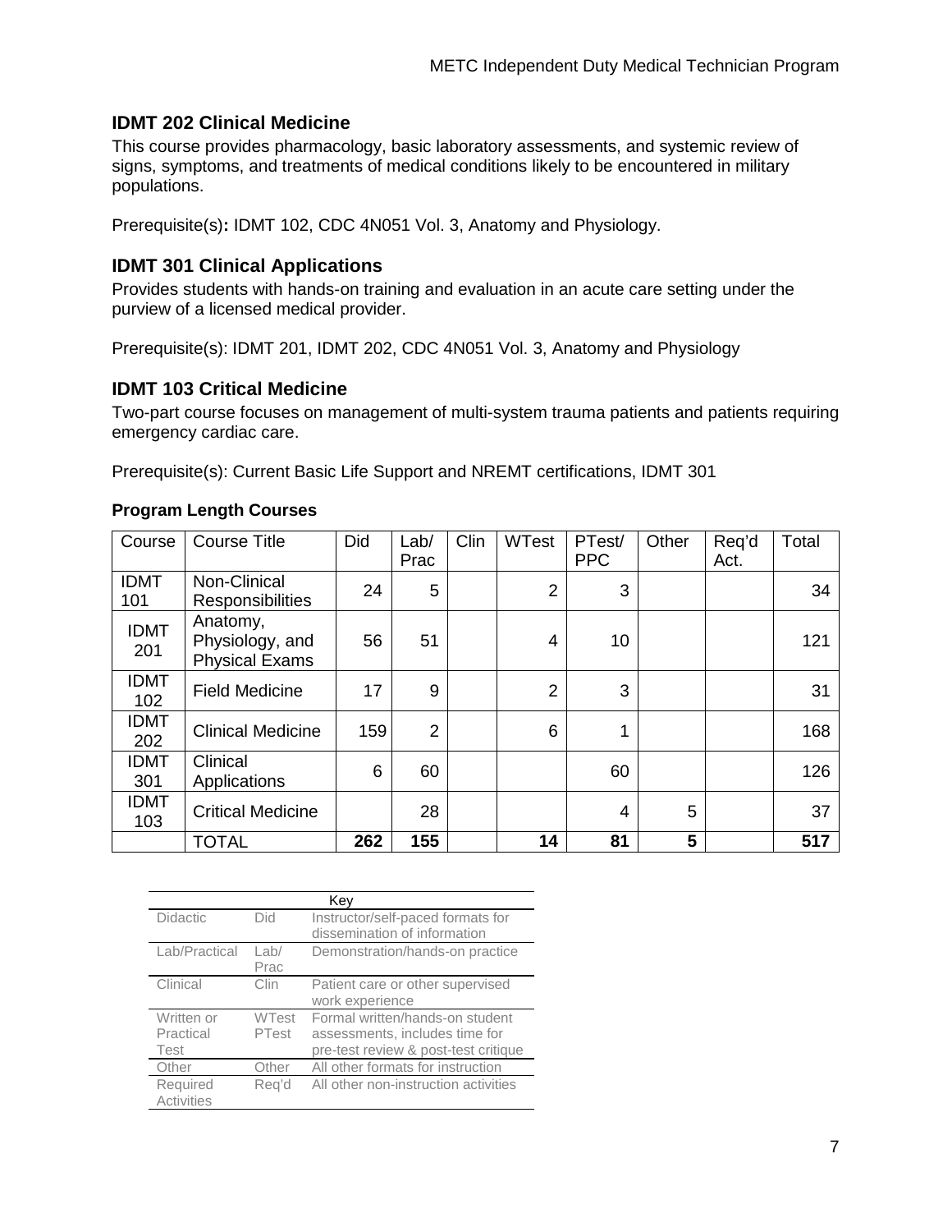### IDMT 202 Clinical Medicine

This course provides pharmacology, basic laboratory assessments, and systemic review of signs, symptoms, and treatments of medical conditions likely to be encountered in military populations.

Prerequisite(s)**:** IDMT 102, CDC 4N051 Vol. 3, Anatomy and Physiology.

### IDMT 301 Clinical Applications

Provides students with hands-on training and evaluation in an acute care setting under the purview of a licensed medical provider.

Prerequisite(s): IDMT 201, IDMT 202, CDC 4N051 Vol. 3, Anatomy and Physiology

### IDMT 103 Critical Medicine

Two-part course focuses on management of multi-system trauma patients and patients requiring emergency cardiac care.

Prerequisite(s): Current Basic Life Support and NREMT certifications, IDMT 301

**Program Length Courses**

| Course | Course Title | Did | Lab/ Prac | Clin | WTest | PTest/ PPC | Other | Req'd Act. | Total |
|---|---|---|---|---|---|---|---|---|---|
| IDMT 101 | Non-Clinical Responsibilities | 24 | 5 | | 2 | 3 | | | 34 |
| IDMT 201 | Anatomy, Physiology, and Physical Exams | 56 | 51 | | 4 | 10 | | | 121 |
| IDMT 102 | Field Medicine | 17 | 9 | | 2 | 3 | | | 31 |
| IDMT 202 | Clinical Medicine | 159 | 2 | | 6 | 1 | | | 168 |
| IDMT 301 | Clinical Applications | 6 | 60 | | | 60 | | | 126 |
| IDMT 103 | Critical Medicine | | 28 | | | 4 | 5 | | 37 |
| | TOTAL | **262** | **155** | | **14** | **81** | **5** | | **517** |

| Key | | |
|---|---|---|
| Didactic | Did | Instructor/self-paced formats for dissemination of information |
| Lab/Practical | Lab/ Prac | Demonstration/hands-on practice |
| Clinical | Clin | Patient care or other supervised work experience |
| Written or Practical Test | WTest PTest | Formal written/hands-on student assessments, includes time for pre-test review & post-test critique |
| Other | Other | All other formats for instruction |
| Required Activities | Req'd | All other non-instruction activities |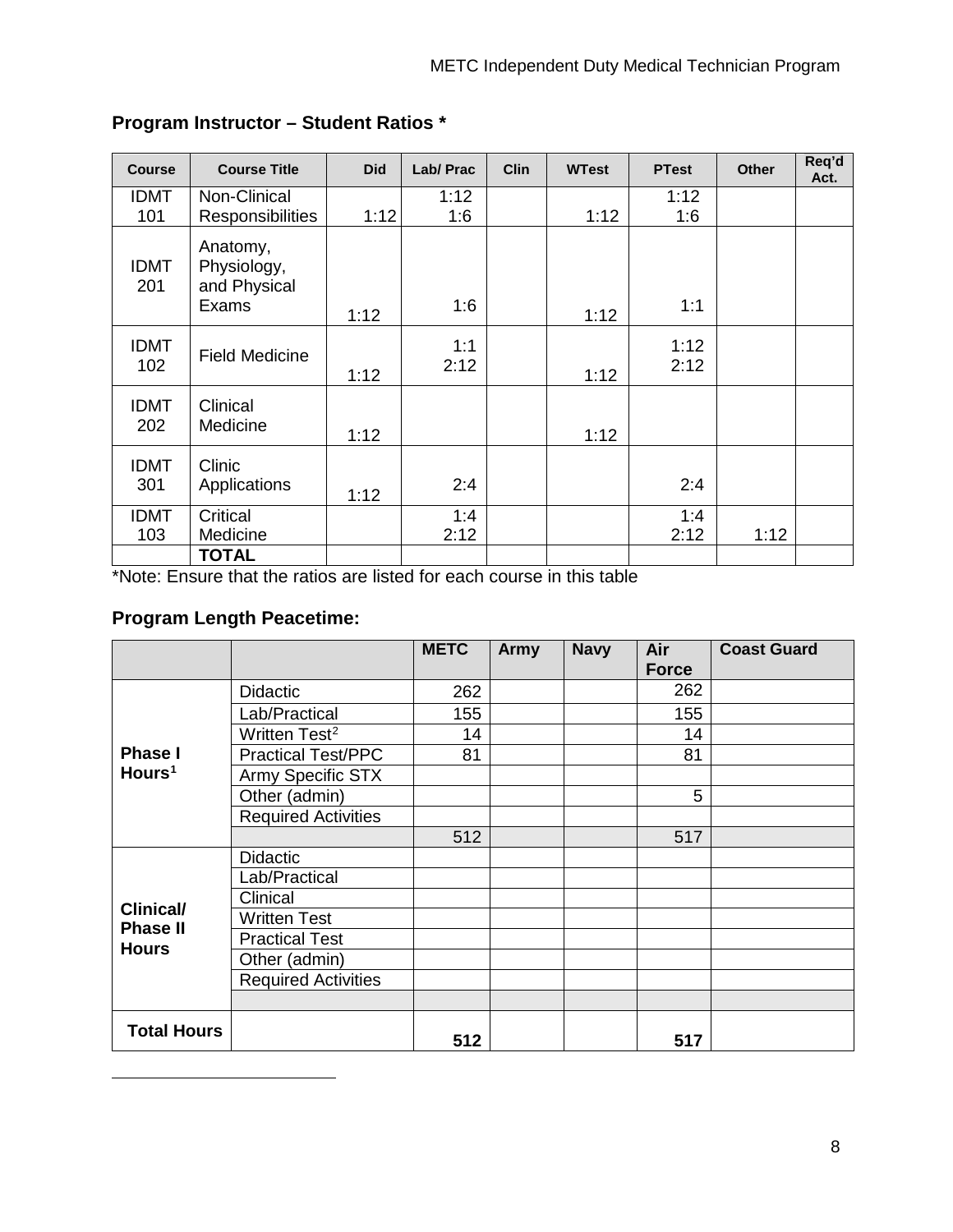## Program Instructor – Student Ratios *

| Course | Course Title | Did | Lab/ Prac | Clin | WTest | PTest | Other | Req'd Act. |
|---|---|---|---|---|---|---|---|---|
| IDMT 101 | Non-Clinical Responsibilities | 1:12 | 1:12<br>1:6 | | 1:12 | 1:12<br>1:6 | | |
| IDMT 201 | Anatomy, Physiology, and Physical Exams | 1:12 | 1:6 | | 1:12 | 1:1 | | |
| IDMT 102 | Field Medicine | 1:12 | 1:1<br>2:12 | | 1:12 | 1:12<br>2:12 | | |
| IDMT 202 | Clinical Medicine | 1:12 | | | 1:12 | | | |
| IDMT 301 | Clinic Applications | 1:12 | 2:4 | | | 2:4 | | |
| IDMT 103 | Critical Medicine | | 1:4<br>2:12 | | | 1:4<br>2:12 | 1:12 | |
| | **TOTAL** | | | | | | | |

*Note: Ensure that the ratios are listed for each course in this table

## Program Length Peacetime:

| | | METC | Army | Navy | Air Force | Coast Guard |
|---|---|---|---|---|---|---|
| **Phase I Hours[1]** | Didactic | 262 | | | 262 | |
| | Lab/Practical | 155 | | | 155 | |
| | Written Test[2] | 14 | | | 14 | |
| | Practical Test/PPC | 81 | | | 81 | |
| | Army Specific STX | | | | | |
| | Other (admin) | | | | 5 | |
| | Required Activities | | | | | |
| | | 512 | | | 517 | |
| **Clinical/ Phase II Hours** | Didactic | | | | | |
| | Lab/Practical | | | | | |
| | Clinical | | | | | |
| | Written Test | | | | | |
| | Practical Test | | | | | |
| | Other (admin) | | | | | |
| | Required Activities | | | | | |
| | | | | | | |
| **Total Hours** | | **512** | | | **517** | |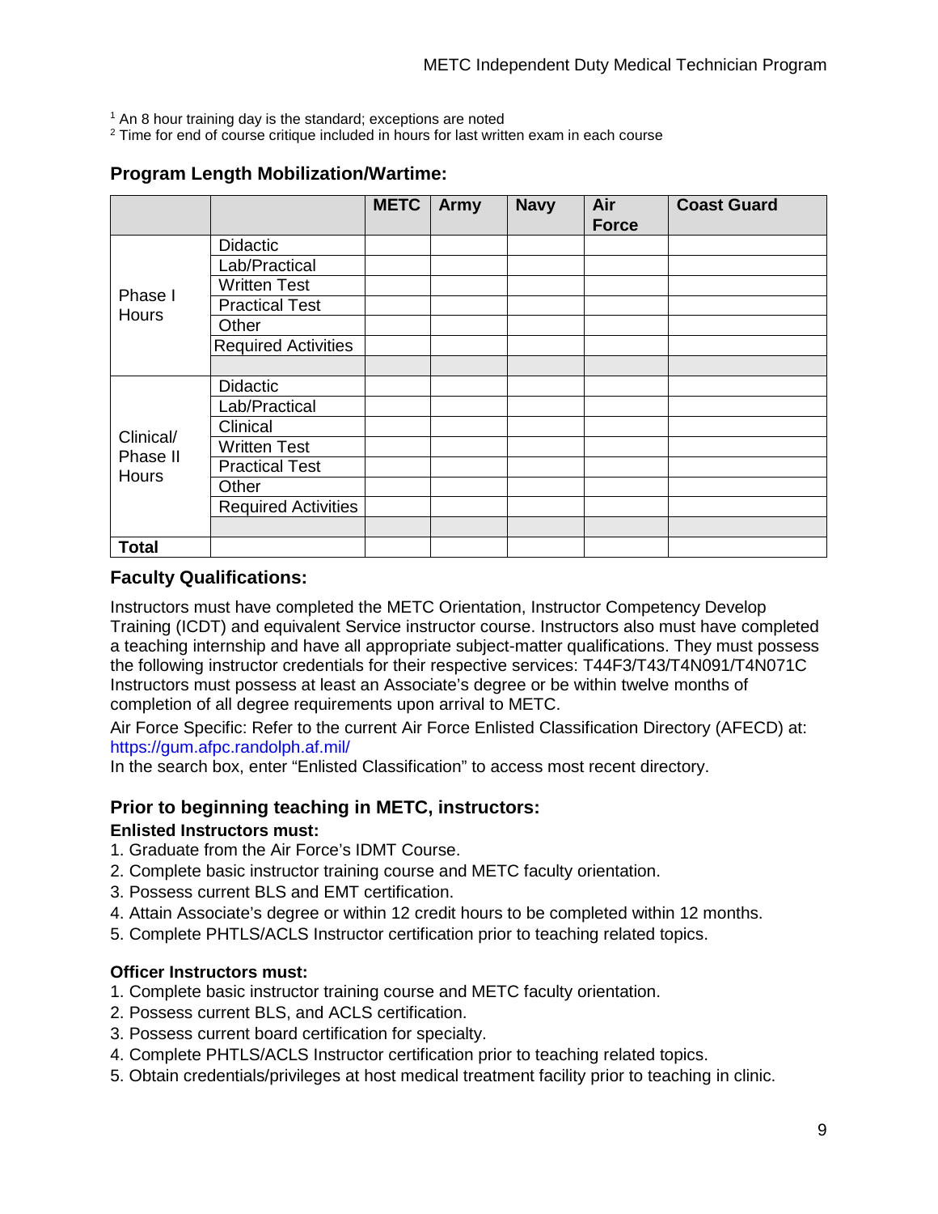[1] An 8 hour training day is the standard; exceptions are noted
[2] Time for end of course critique included in hours for last written exam in each course

### Program Length Mobilization/Wartime:

| | | METC | Army | Navy | Air Force | Coast Guard |
|---|---|---|---|---|---|---|
| Phase I Hours | Didactic | | | | | |
| | Lab/Practical | | | | | |
| | Written Test | | | | | |
| | Practical Test | | | | | |
| | Other | | | | | |
| | Required Activities | | | | | |
| | | | | | | |
| Clinical/ Phase II Hours | Didactic | | | | | |
| | Lab/Practical | | | | | |
| | Clinical | | | | | |
| | Written Test | | | | | |
| | Practical Test | | | | | |
| | Other | | | | | |
| | Required Activities | | | | | |
| | | | | | | |
| **Total** | | | | | | |

### Faculty Qualifications:

Instructors must have completed the METC Orientation, Instructor Competency Develop Training (ICDT) and equivalent Service instructor course. Instructors also must have completed a teaching internship and have all appropriate subject-matter qualifications. They must possess the following instructor credentials for their respective services: T44F3/T43/T4N091/T4N071C Instructors must possess at least an Associate's degree or be within twelve months of completion of all degree requirements upon arrival to METC.

Air Force Specific: Refer to the current Air Force Enlisted Classification Directory (AFECD) at: https://gum.afpc.randolph.af.mil/
In the search box, enter "Enlisted Classification" to access most recent directory.

### Prior to beginning teaching in METC, instructors:

**Enlisted Instructors must:**

1. Graduate from the Air Force's IDMT Course.
2. Complete basic instructor training course and METC faculty orientation.
3. Possess current BLS and EMT certification.
4. Attain Associate's degree or within 12 credit hours to be completed within 12 months.
5. Complete PHTLS/ACLS Instructor certification prior to teaching related topics.

**Officer Instructors must:**

1. Complete basic instructor training course and METC faculty orientation.
2. Possess current BLS, and ACLS certification.
3. Possess current board certification for specialty.
4. Complete PHTLS/ACLS Instructor certification prior to teaching related topics.
5. Obtain credentials/privileges at host medical treatment facility prior to teaching in clinic.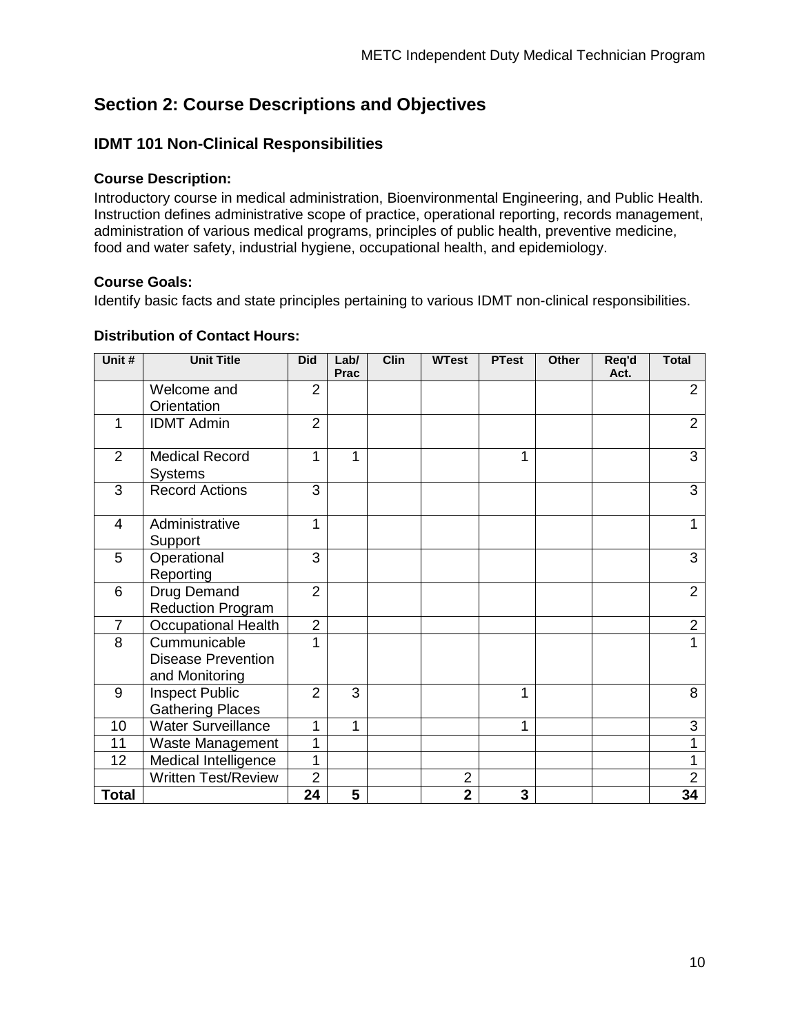# Section 2: Course Descriptions and Objectives

## IDMT 101 Non-Clinical Responsibilities

### Course Description:

Introductory course in medical administration, Bioenvironmental Engineering, and Public Health. Instruction defines administrative scope of practice, operational reporting, records management, administration of various medical programs, principles of public health, preventive medicine, food and water safety, industrial hygiene, occupational health, and epidemiology.

### Course Goals:

Identify basic facts and state principles pertaining to various IDMT non-clinical responsibilities.

### Distribution of Contact Hours:

| Unit # | Unit Title | Did | Lab/ Prac | Clin | WTest | PTest | Other | Req'd Act. | Total |
|---|---|---|---|---|---|---|---|---|---|
| | Welcome and Orientation | 2 | | | | | | | 2 |
| 1 | IDMT Admin | 2 | | | | | | | 2 |
| 2 | Medical Record Systems | 1 | 1 | | | 1 | | | 3 |
| 3 | Record Actions | 3 | | | | | | | 3 |
| 4 | Administrative Support | 1 | | | | | | | 1 |
| 5 | Operational Reporting | 3 | | | | | | | 3 |
| 6 | Drug Demand Reduction Program | 2 | | | | | | | 2 |
| 7 | Occupational Health | 2 | | | | | | | 2 |
| 8 | Cummunicable Disease Prevention and Monitoring | 1 | | | | | | | 1 |
| 9 | Inspect Public Gathering Places | 2 | 3 | | | 1 | | | 8 |
| 10 | Water Surveillance | 1 | 1 | | | 1 | | | 3 |
| 11 | Waste Management | 1 | | | | | | | 1 |
| 12 | Medical Intelligence | 1 | | | | | | | 1 |
| | Written Test/Review | 2 | | | 2 | | | | 2 |
| **Total** | | **24** | **5** | | **2** | **3** | | | **34** |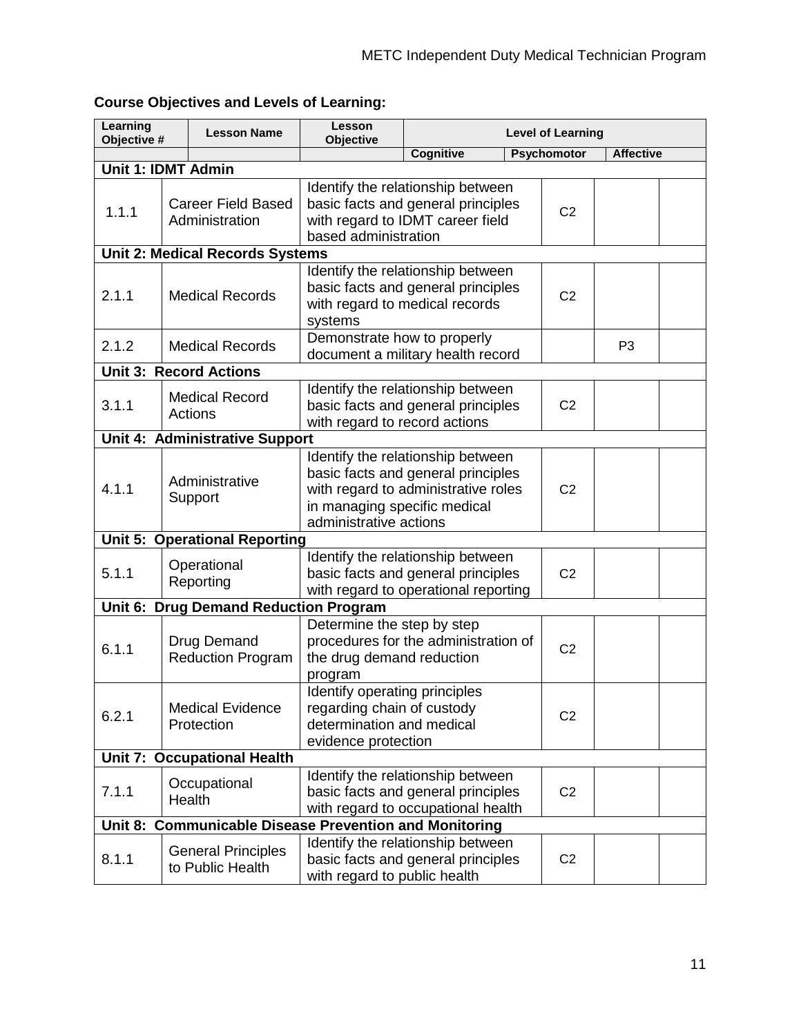**Course Objectives and Levels of Learning:**

| Learning Objective # | Lesson Name | Lesson Objective | Level of Learning | | |
|---|---|---|---|---|---|
| | | | Cognitive | Psychomotor | Affective |
| **Unit 1: IDMT Admin** | | | | | |
| 1.1.1 | Career Field Based Administration | Identify the relationship between basic facts and general principles with regard to IDMT career field based administration | C2 | | |
| **Unit 2: Medical Records Systems** | | | | | |
| 2.1.1 | Medical Records | Identify the relationship between basic facts and general principles with regard to medical records systems | C2 | | |
| 2.1.2 | Medical Records | Demonstrate how to properly document a military health record | | P3 | |
| **Unit 3: Record Actions** | | | | | |
| 3.1.1 | Medical Record Actions | Identify the relationship between basic facts and general principles with regard to record actions | C2 | | |
| **Unit 4: Administrative Support** | | | | | |
| 4.1.1 | Administrative Support | Identify the relationship between basic facts and general principles with regard to administrative roles in managing specific medical administrative actions | C2 | | |
| **Unit 5: Operational Reporting** | | | | | |
| 5.1.1 | Operational Reporting | Identify the relationship between basic facts and general principles with regard to operational reporting | C2 | | |
| **Unit 6: Drug Demand Reduction Program** | | | | | |
| 6.1.1 | Drug Demand Reduction Program | Determine the step by step procedures for the administration of the drug demand reduction program | C2 | | |
| 6.2.1 | Medical Evidence Protection | Identify operating principles regarding chain of custody determination and medical evidence protection | C2 | | |
| **Unit 7: Occupational Health** | | | | | |
| 7.1.1 | Occupational Health | Identify the relationship between basic facts and general principles with regard to occupational health | C2 | | |
| **Unit 8: Communicable Disease Prevention and Monitoring** | | | | | |
| 8.1.1 | General Principles to Public Health | Identify the relationship between basic facts and general principles with regard to public health | C2 | | |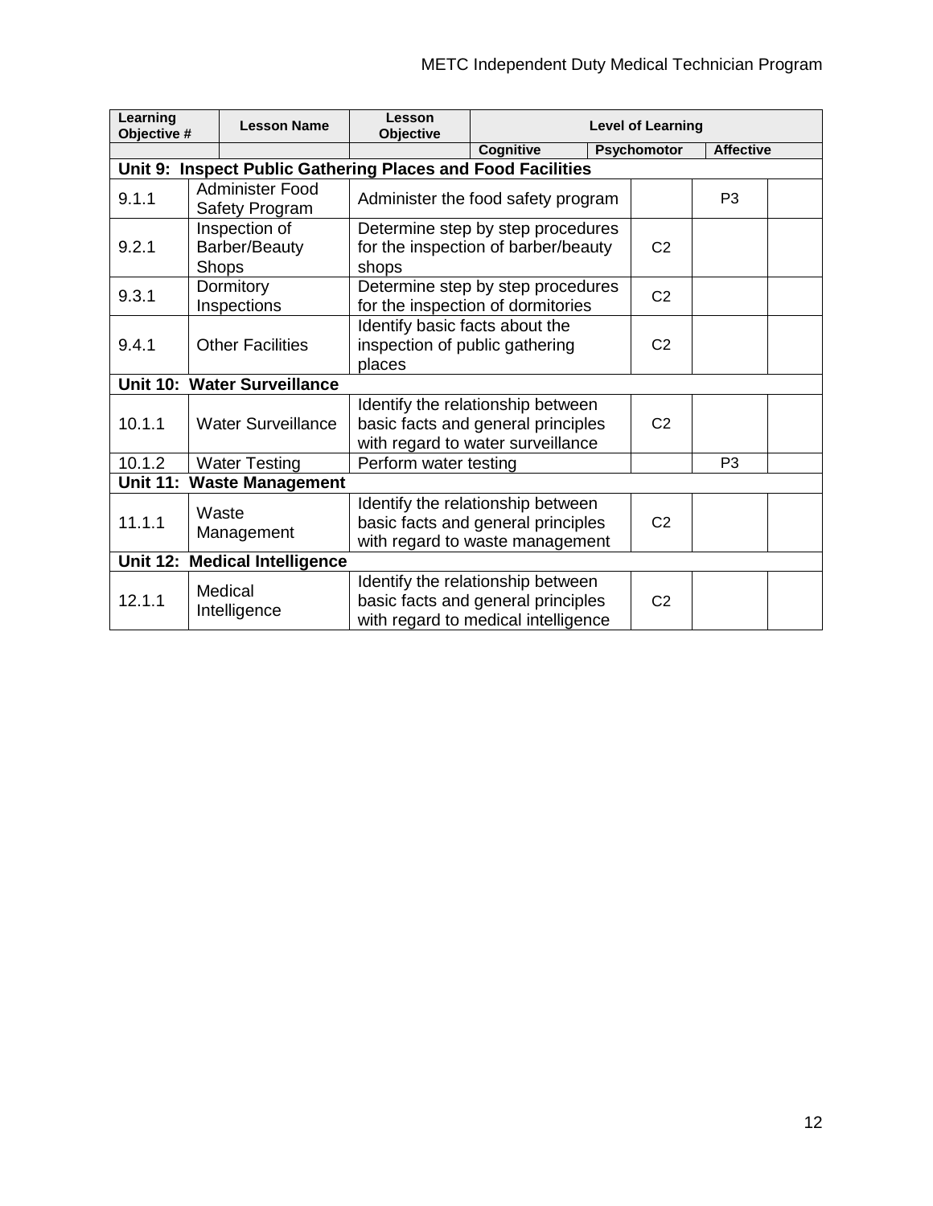| Learning Objective # | Lesson Name | Lesson Objective | Level of Learning | | |
|---|---|---|---|---|---|
| | | | Cognitive | Psychomotor | Affective |
| **Unit 9: Inspect Public Gathering Places and Food Facilities** | | | | | |
| 9.1.1 | Administer Food Safety Program | Administer the food safety program | | P3 | |
| 9.2.1 | Inspection of Barber/Beauty Shops | Determine step by step procedures for the inspection of barber/beauty shops | C2 | | |
| 9.3.1 | Dormitory Inspections | Determine step by step procedures for the inspection of dormitories | C2 | | |
| 9.4.1 | Other Facilities | Identify basic facts about the inspection of public gathering places | C2 | | |
| **Unit 10: Water Surveillance** | | | | | |
| 10.1.1 | Water Surveillance | Identify the relationship between basic facts and general principles with regard to water surveillance | C2 | | |
| 10.1.2 | Water Testing | Perform water testing | | P3 | |
| **Unit 11: Waste Management** | | | | | |
| 11.1.1 | Waste Management | Identify the relationship between basic facts and general principles with regard to waste management | C2 | | |
| **Unit 12: Medical Intelligence** | | | | | |
| 12.1.1 | Medical Intelligence | Identify the relationship between basic facts and general principles with regard to medical intelligence | C2 | | |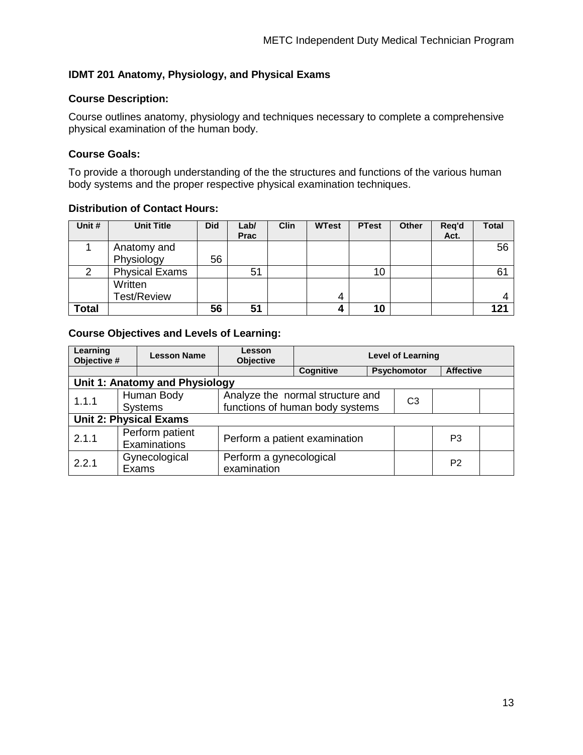## IDMT 201 Anatomy, Physiology, and Physical Exams

### Course Description:

Course outlines anatomy, physiology and techniques necessary to complete a comprehensive physical examination of the human body.

### Course Goals:

To provide a thorough understanding of the the structures and functions of the various human body systems and the proper respective physical examination techniques.

### Distribution of Contact Hours:

| Unit # | Unit Title | Did | Lab/ Prac | Clin | WTest | PTest | Other | Req'd Act. | Total |
|---|---|---|---|---|---|---|---|---|---|
| 1 | Anatomy and Physiology | 56 | | | | | | | 56 |
| 2 | Physical Exams | | 51 | | | 10 | | | 61 |
| | Written Test/Review | | | | 4 | | | | 4 |
| **Total** | | **56** | **51** | | **4** | **10** | | | **121** |

### Course Objectives and Levels of Learning:

| Learning Objective # | Lesson Name | Lesson Objective | Level of Learning | | |
|---|---|---|---|---|---|
| | | | Cognitive | Psychomotor | Affective |
| **Unit 1: Anatomy and Physiology** | | | | | |
| 1.1.1 | Human Body Systems | Analyze the normal structure and functions of human body systems | C3 | | |
| **Unit 2: Physical Exams** | | | | | |
| 2.1.1 | Perform patient Examinations | Perform a patient examination | | P3 | |
| 2.2.1 | Gynecological Exams | Perform a gynecological examination | | P2 | |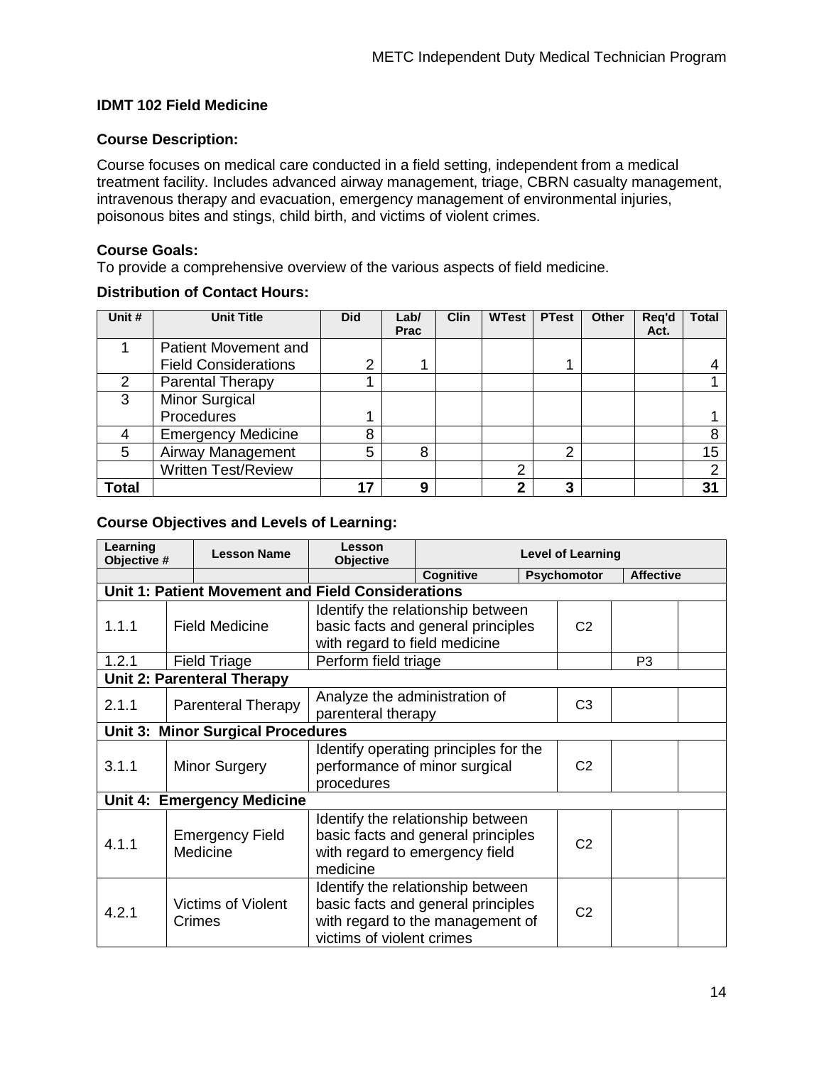## IDMT 102 Field Medicine

### Course Description:

Course focuses on medical care conducted in a field setting, independent from a medical treatment facility. Includes advanced airway management, triage, CBRN casualty management, intravenous therapy and evacuation, emergency management of environmental injuries, poisonous bites and stings, child birth, and victims of violent crimes.

### Course Goals:

To provide a comprehensive overview of the various aspects of field medicine.

### Distribution of Contact Hours:

| Unit # | Unit Title | Did | Lab/ Prac | Clin | WTest | PTest | Other | Req'd Act. | Total |
|---|---|---|---|---|---|---|---|---|---|
| 1 | Patient Movement and Field Considerations | 2 | 1 | | | 1 | | | 4 |
| 2 | Parental Therapy | 1 | | | | | | | 1 |
| 3 | Minor Surgical Procedures | 1 | | | | | | | 1 |
| 4 | Emergency Medicine | 8 | | | | | | | 8 |
| 5 | Airway Management | 5 | 8 | | | 2 | | | 15 |
| | Written Test/Review | | | | 2 | | | | 2 |
| **Total** | | **17** | **9** | | **2** | **3** | | | **31** |

### Course Objectives and Levels of Learning:

| Learning Objective # | Lesson Name | Lesson Objective | Level of Learning | | |
|---|---|---|---|---|---|
| | | | Cognitive | Psychomotor | Affective |
| **Unit 1: Patient Movement and Field Considerations** | | | | | |
| 1.1.1 | Field Medicine | Identify the relationship between basic facts and general principles with regard to field medicine | C2 | | |
| 1.2.1 | Field Triage | Perform field triage | | P3 | |
| **Unit 2: Parenteral Therapy** | | | | | |
| 2.1.1 | Parenteral Therapy | Analyze the administration of parenteral therapy | C3 | | |
| **Unit 3: Minor Surgical Procedures** | | | | | |
| 3.1.1 | Minor Surgery | Identify operating principles for the performance of minor surgical procedures | C2 | | |
| **Unit 4: Emergency Medicine** | | | | | |
| 4.1.1 | Emergency Field Medicine | Identify the relationship between basic facts and general principles with regard to emergency field medicine | C2 | | |
| 4.2.1 | Victims of Violent Crimes | Identify the relationship between basic facts and general principles with regard to the management of victims of violent crimes | C2 | | |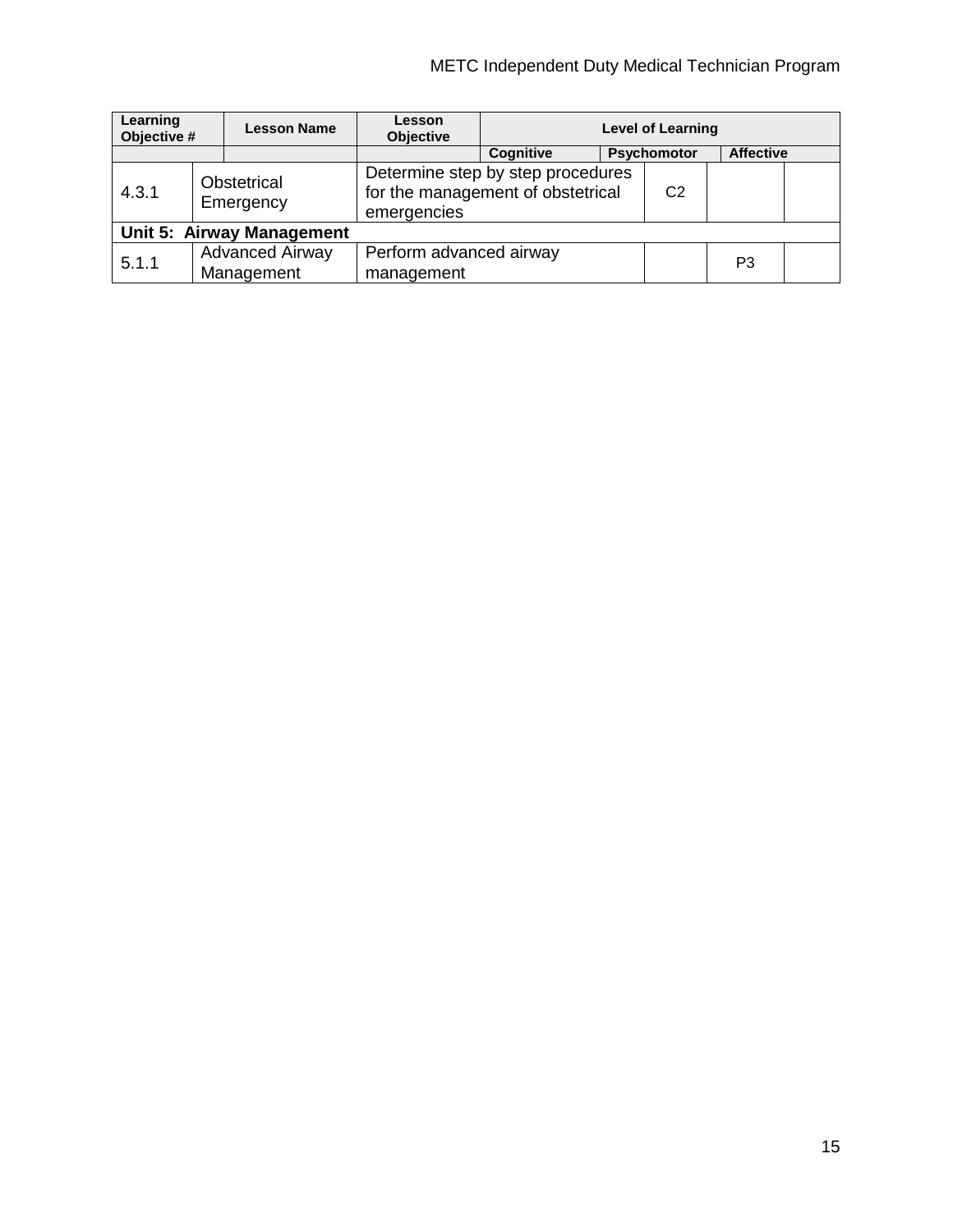| Learning Objective # | Lesson Name | Lesson Objective | Level of Learning | | |
|---|---|---|---|---|---|
| | | | Cognitive | Psychomotor | Affective |
| 4.3.1 | Obstetrical Emergency | Determine step by step procedures for the management of obstetrical emergencies | C2 | | |
| **Unit 5: Airway Management** | | | | | |
| 5.1.1 | Advanced Airway Management | Perform advanced airway management | | P3 | |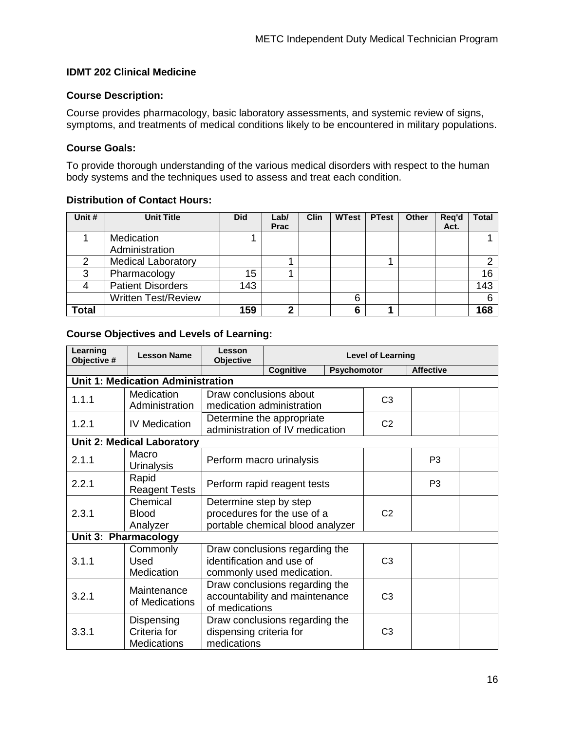**IDMT 202 Clinical Medicine**

**Course Description:**

Course provides pharmacology, basic laboratory assessments, and systemic review of signs, symptoms, and treatments of medical conditions likely to be encountered in military populations.

**Course Goals:**

To provide thorough understanding of the various medical disorders with respect to the human body systems and the techniques used to assess and treat each condition.

**Distribution of Contact Hours:**

| Unit # | Unit Title | Did | Lab/ Prac | Clin | WTest | PTest | Other | Req'd Act. | Total |
|---|---|---|---|---|---|---|---|---|---|
| 1 | Medication Administration | 1 | | | | | | | 1 |
| 2 | Medical Laboratory | | 1 | | | 1 | | | 2 |
| 3 | Pharmacology | 15 | 1 | | | | | | 16 |
| 4 | Patient Disorders | 143 | | | | | | | 143 |
| | Written Test/Review | | | | 6 | | | | 6 |
| **Total** | | **159** | **2** | | **6** | **1** | | | **168** |

**Course Objectives and Levels of Learning:**

| Learning Objective # | Lesson Name | Lesson Objective | Level of Learning | | |
|---|---|---|---|---|---|
| | | | Cognitive | Psychomotor | Affective |
| **Unit 1: Medication Administration** | | | | | |
| 1.1.1 | Medication Administration | Draw conclusions about medication administration | C3 | | |
| 1.2.1 | IV Medication | Determine the appropriate administration of IV medication | C2 | | |
| **Unit 2: Medical Laboratory** | | | | | |
| 2.1.1 | Macro Urinalysis | Perform macro urinalysis | | P3 | |
| 2.2.1 | Rapid Reagent Tests | Perform rapid reagent tests | | P3 | |
| 2.3.1 | Chemical Blood Analyzer | Determine step by step procedures for the use of a portable chemical blood analyzer | C2 | | |
| **Unit 3: Pharmacology** | | | | | |
| 3.1.1 | Commonly Used Medication | Draw conclusions regarding the identification and use of commonly used medication. | C3 | | |
| 3.2.1 | Maintenance of Medications | Draw conclusions regarding the accountability and maintenance of medications | C3 | | |
| 3.3.1 | Dispensing Criteria for Medications | Draw conclusions regarding the dispensing criteria for medications | C3 | | |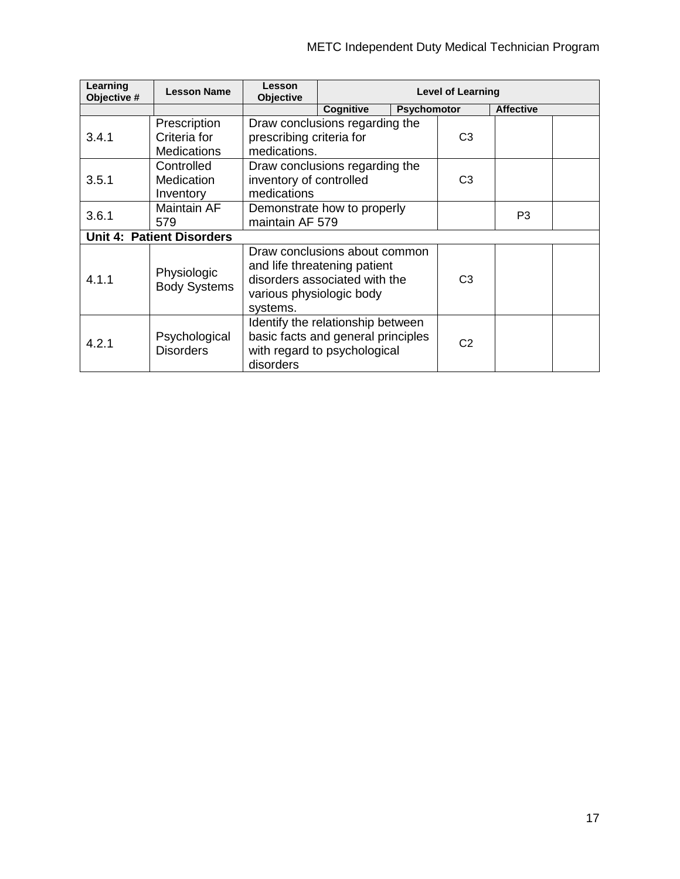| Learning Objective # | Lesson Name | Lesson Objective | Level of Learning | | |
|---|---|---|---|---|---|
| | | | Cognitive | Psychomotor | Affective |
| 3.4.1 | Prescription Criteria for Medications | Draw conclusions regarding the prescribing criteria for medications. | C3 | | |
| 3.5.1 | Controlled Medication Inventory | Draw conclusions regarding the inventory of controlled medications | C3 | | |
| 3.6.1 | Maintain AF 579 | Demonstrate how to properly maintain AF 579 | | P3 | |
| **Unit 4: Patient Disorders** | | | | | |
| 4.1.1 | Physiologic Body Systems | Draw conclusions about common and life threatening patient disorders associated with the various physiologic body systems. | C3 | | |
| 4.2.1 | Psychological Disorders | Identify the relationship between basic facts and general principles with regard to psychological disorders | C2 | | |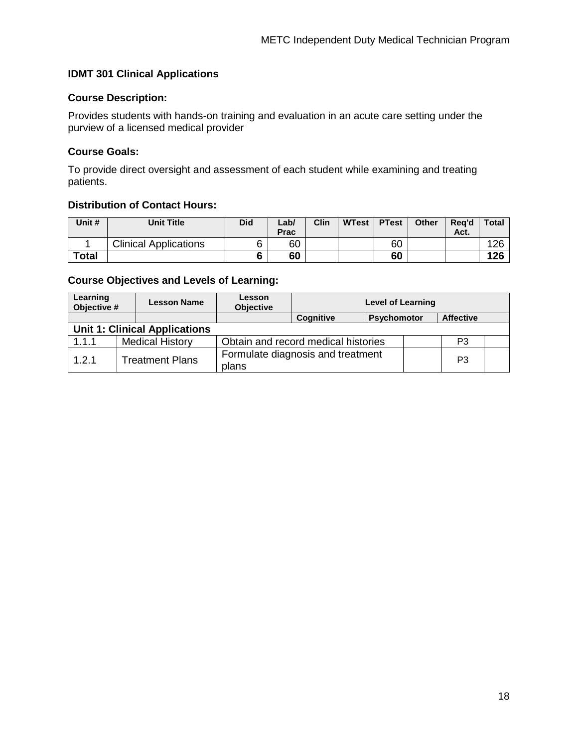# IDMT 301 Clinical Applications

## Course Description:

Provides students with hands-on training and evaluation in an acute care setting under the purview of a licensed medical provider

## Course Goals:

To provide direct oversight and assessment of each student while examining and treating patients.

## Distribution of Contact Hours:

| Unit # | Unit Title | Did | Lab/ Prac | Clin | WTest | PTest | Other | Req'd Act. | Total |
|---|---|---|---|---|---|---|---|---|---|
| 1 | Clinical Applications | 6 | 60 | | | 60 | | | 126 |
| **Total** | | **6** | **60** | | | **60** | | | **126** |

## Course Objectives and Levels of Learning:

| Learning Objective # | Lesson Name | Lesson Objective | Level of Learning | | |
|---|---|---|---|---|---|
| | | | Cognitive | Psychomotor | Affective |
| **Unit 1: Clinical Applications** | | | | | |
| 1.1.1 | Medical History | Obtain and record medical histories | | P3 | |
| 1.2.1 | Treatment Plans | Formulate diagnosis and treatment plans | | P3 | |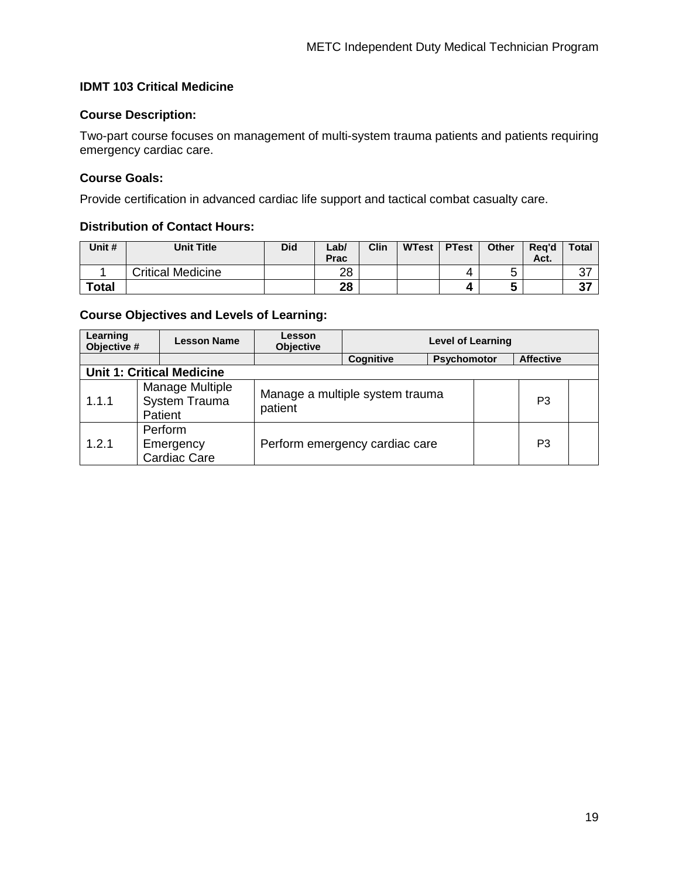## IDMT 103 Critical Medicine

### Course Description:

Two-part course focuses on management of multi-system trauma patients and patients requiring emergency cardiac care.

### Course Goals:

Provide certification in advanced cardiac life support and tactical combat casualty care.

### Distribution of Contact Hours:

| Unit # | Unit Title | Did | Lab/ Prac | Clin | WTest | PTest | Other | Req'd Act. | Total |
|---|---|---|---|---|---|---|---|---|---|
| 1 | Critical Medicine | | 28 | | | 4 | 5 | | 37 |
| **Total** | | | **28** | | | **4** | **5** | | **37** |

### Course Objectives and Levels of Learning:

| Learning Objective # | Lesson Name | Lesson Objective | Level of Learning | | |
|---|---|---|---|---|---|
| | | | Cognitive | Psychomotor | Affective |
| **Unit 1: Critical Medicine** | | | | | |
| 1.1.1 | Manage Multiple System Trauma Patient | Manage a multiple system trauma patient | | P3 | |
| 1.2.1 | Perform Emergency Cardiac Care | Perform emergency cardiac care | | P3 | |